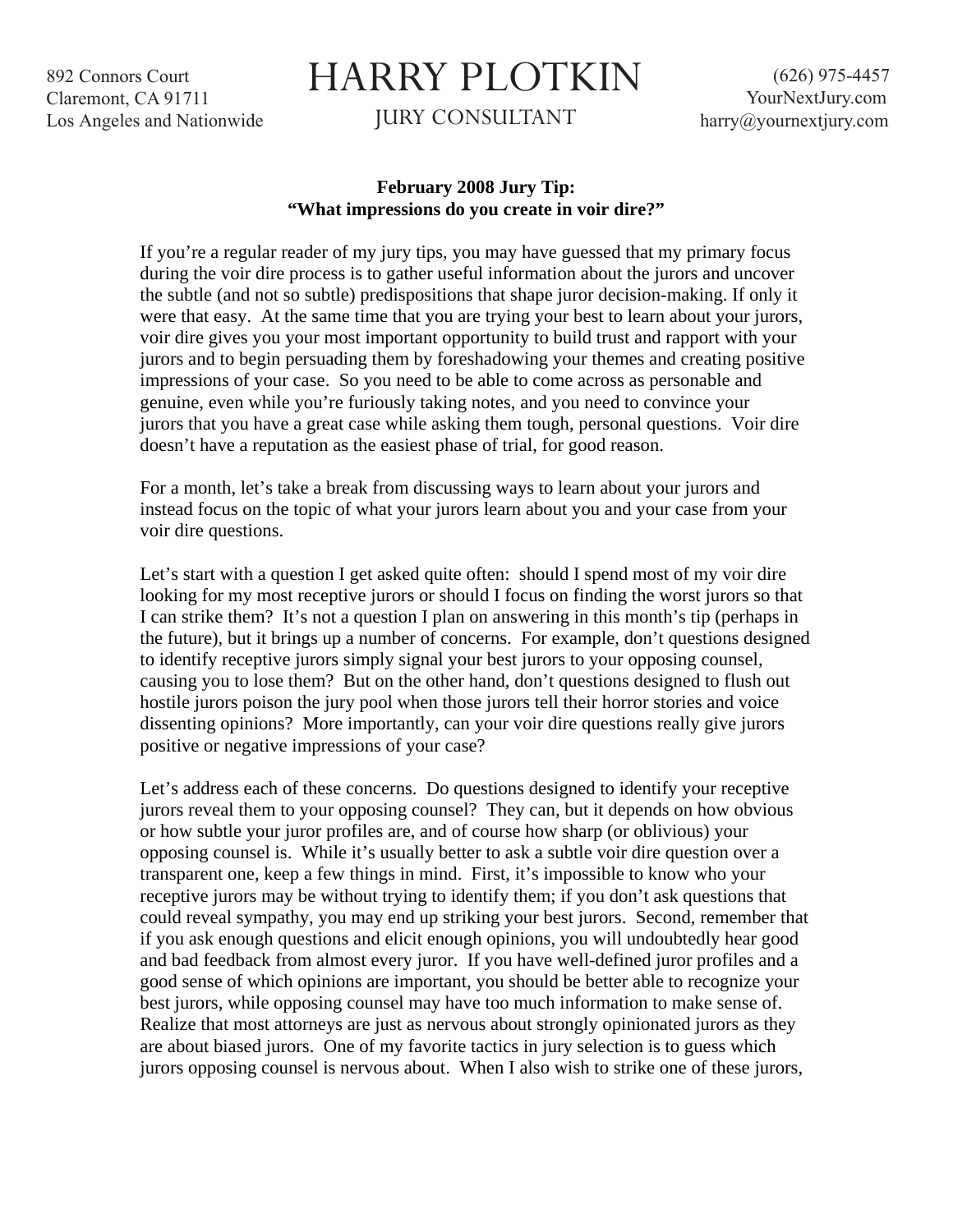892 Connors Court
Claremont, CA 91711
Los Angeles and Nationwide

# HARRY PLOTKIN

JURY CONSULTANT

(626) 975-4457
YourNextJury.com
harry@yournextjury.com

**February 2008 Jury Tip:**
**"What impressions do you create in voir dire?"**

If you're a regular reader of my jury tips, you may have guessed that my primary focus during the voir dire process is to gather useful information about the jurors and uncover the subtle (and not so subtle) predispositions that shape juror decision-making. If only it were that easy. At the same time that you are trying your best to learn about your jurors, voir dire gives you your most important opportunity to build trust and rapport with your jurors and to begin persuading them by foreshadowing your themes and creating positive impressions of your case. So you need to be able to come across as personable and genuine, even while you're furiously taking notes, and you need to convince your jurors that you have a great case while asking them tough, personal questions. Voir dire doesn't have a reputation as the easiest phase of trial, for good reason.

For a month, let's take a break from discussing ways to learn about your jurors and instead focus on the topic of what your jurors learn about you and your case from your voir dire questions.

Let's start with a question I get asked quite often: should I spend most of my voir dire looking for my most receptive jurors or should I focus on finding the worst jurors so that I can strike them? It's not a question I plan on answering in this month's tip (perhaps in the future), but it brings up a number of concerns. For example, don't questions designed to identify receptive jurors simply signal your best jurors to your opposing counsel, causing you to lose them? But on the other hand, don't questions designed to flush out hostile jurors poison the jury pool when those jurors tell their horror stories and voice dissenting opinions? More importantly, can your voir dire questions really give jurors positive or negative impressions of your case?

Let's address each of these concerns. Do questions designed to identify your receptive jurors reveal them to your opposing counsel? They can, but it depends on how obvious or how subtle your juror profiles are, and of course how sharp (or oblivious) your opposing counsel is. While it's usually better to ask a subtle voir dire question over a transparent one, keep a few things in mind. First, it's impossible to know who your receptive jurors may be without trying to identify them; if you don't ask questions that could reveal sympathy, you may end up striking your best jurors. Second, remember that if you ask enough questions and elicit enough opinions, you will undoubtedly hear good and bad feedback from almost every juror. If you have well-defined juror profiles and a good sense of which opinions are important, you should be better able to recognize your best jurors, while opposing counsel may have too much information to make sense of. Realize that most attorneys are just as nervous about strongly opinionated jurors as they are about biased jurors. One of my favorite tactics in jury selection is to guess which jurors opposing counsel is nervous about. When I also wish to strike one of these jurors,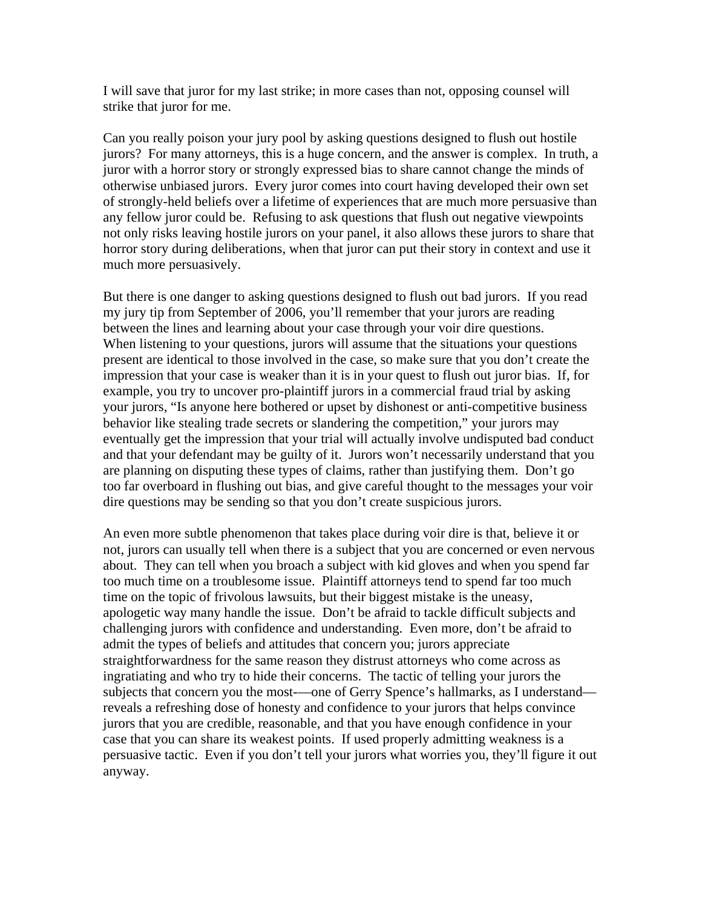I will save that juror for my last strike; in more cases than not, opposing counsel will strike that juror for me.

Can you really poison your jury pool by asking questions designed to flush out hostile jurors? For many attorneys, this is a huge concern, and the answer is complex. In truth, a juror with a horror story or strongly expressed bias to share cannot change the minds of otherwise unbiased jurors. Every juror comes into court having developed their own set of strongly-held beliefs over a lifetime of experiences that are much more persuasive than any fellow juror could be. Refusing to ask questions that flush out negative viewpoints not only risks leaving hostile jurors on your panel, it also allows these jurors to share that horror story during deliberations, when that juror can put their story in context and use it much more persuasively.

But there is one danger to asking questions designed to flush out bad jurors. If you read my jury tip from September of 2006, you'll remember that your jurors are reading between the lines and learning about your case through your voir dire questions. When listening to your questions, jurors will assume that the situations your questions present are identical to those involved in the case, so make sure that you don't create the impression that your case is weaker than it is in your quest to flush out juror bias. If, for example, you try to uncover pro-plaintiff jurors in a commercial fraud trial by asking your jurors, "Is anyone here bothered or upset by dishonest or anti-competitive business behavior like stealing trade secrets or slandering the competition," your jurors may eventually get the impression that your trial will actually involve undisputed bad conduct and that your defendant may be guilty of it. Jurors won't necessarily understand that you are planning on disputing these types of claims, rather than justifying them. Don't go too far overboard in flushing out bias, and give careful thought to the messages your voir dire questions may be sending so that you don't create suspicious jurors.

An even more subtle phenomenon that takes place during voir dire is that, believe it or not, jurors can usually tell when there is a subject that you are concerned or even nervous about. They can tell when you broach a subject with kid gloves and when you spend far too much time on a troublesome issue. Plaintiff attorneys tend to spend far too much time on the topic of frivolous lawsuits, but their biggest mistake is the uneasy, apologetic way many handle the issue. Don't be afraid to tackle difficult subjects and challenging jurors with confidence and understanding. Even more, don't be afraid to admit the types of beliefs and attitudes that concern you; jurors appreciate straightforwardness for the same reason they distrust attorneys who come across as ingratiating and who try to hide their concerns. The tactic of telling your jurors the subjects that concern you the most-—one of Gerry Spence's hallmarks, as I understand—reveals a refreshing dose of honesty and confidence to your jurors that helps convince jurors that you are credible, reasonable, and that you have enough confidence in your case that you can share its weakest points. If used properly admitting weakness is a persuasive tactic. Even if you don't tell your jurors what worries you, they'll figure it out anyway.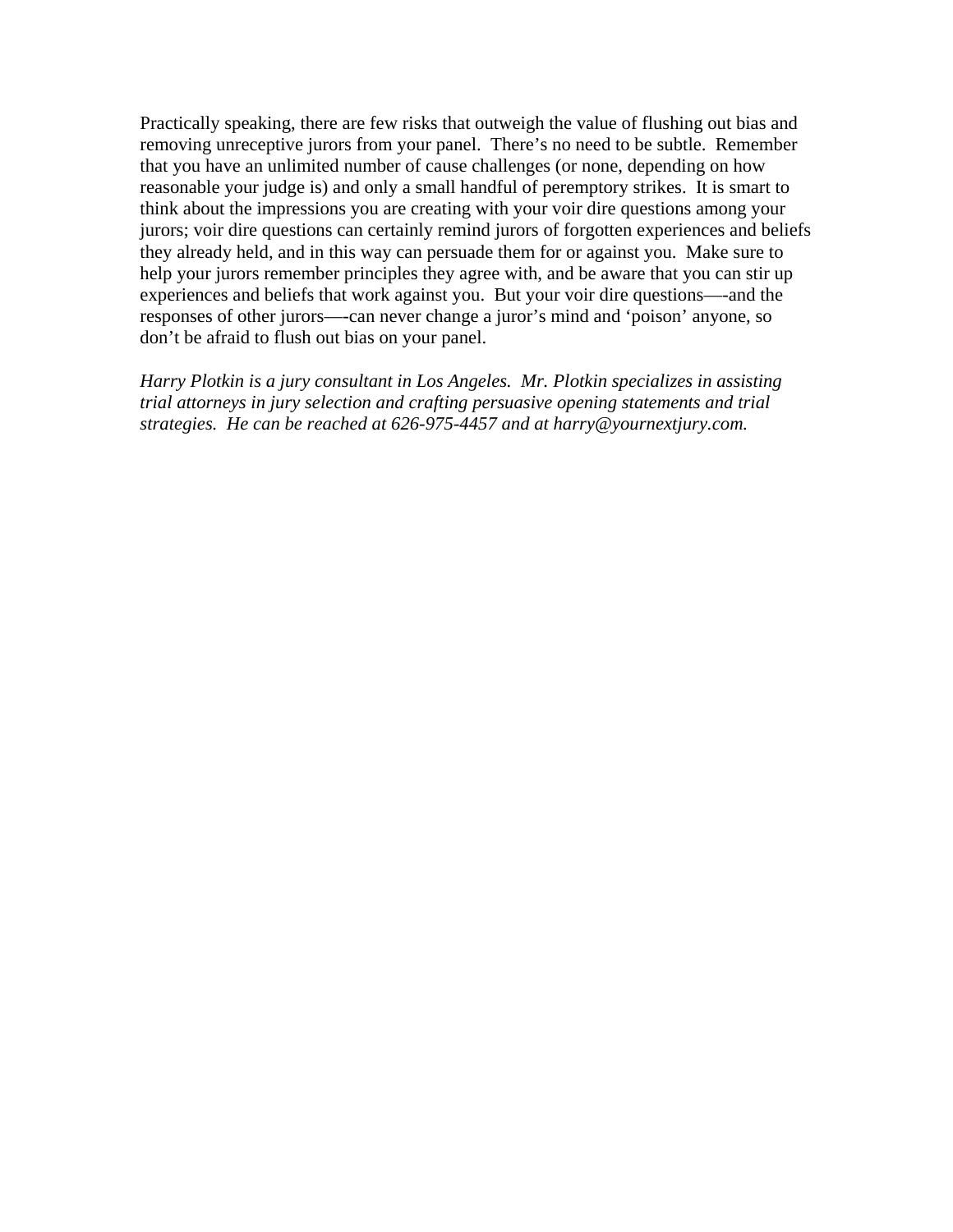Practically speaking, there are few risks that outweigh the value of flushing out bias and removing unreceptive jurors from your panel. There's no need to be subtle. Remember that you have an unlimited number of cause challenges (or none, depending on how reasonable your judge is) and only a small handful of peremptory strikes. It is smart to think about the impressions you are creating with your voir dire questions among your jurors; voir dire questions can certainly remind jurors of forgotten experiences and beliefs they already held, and in this way can persuade them for or against you. Make sure to help your jurors remember principles they agree with, and be aware that you can stir up experiences and beliefs that work against you. But your voir dire questions—-and the responses of other jurors—-can never change a juror's mind and 'poison' anyone, so don't be afraid to flush out bias on your panel.

*Harry Plotkin is a jury consultant in Los Angeles. Mr. Plotkin specializes in assisting trial attorneys in jury selection and crafting persuasive opening statements and trial strategies. He can be reached at 626-975-4457 and at harry@yournextjury.com.*